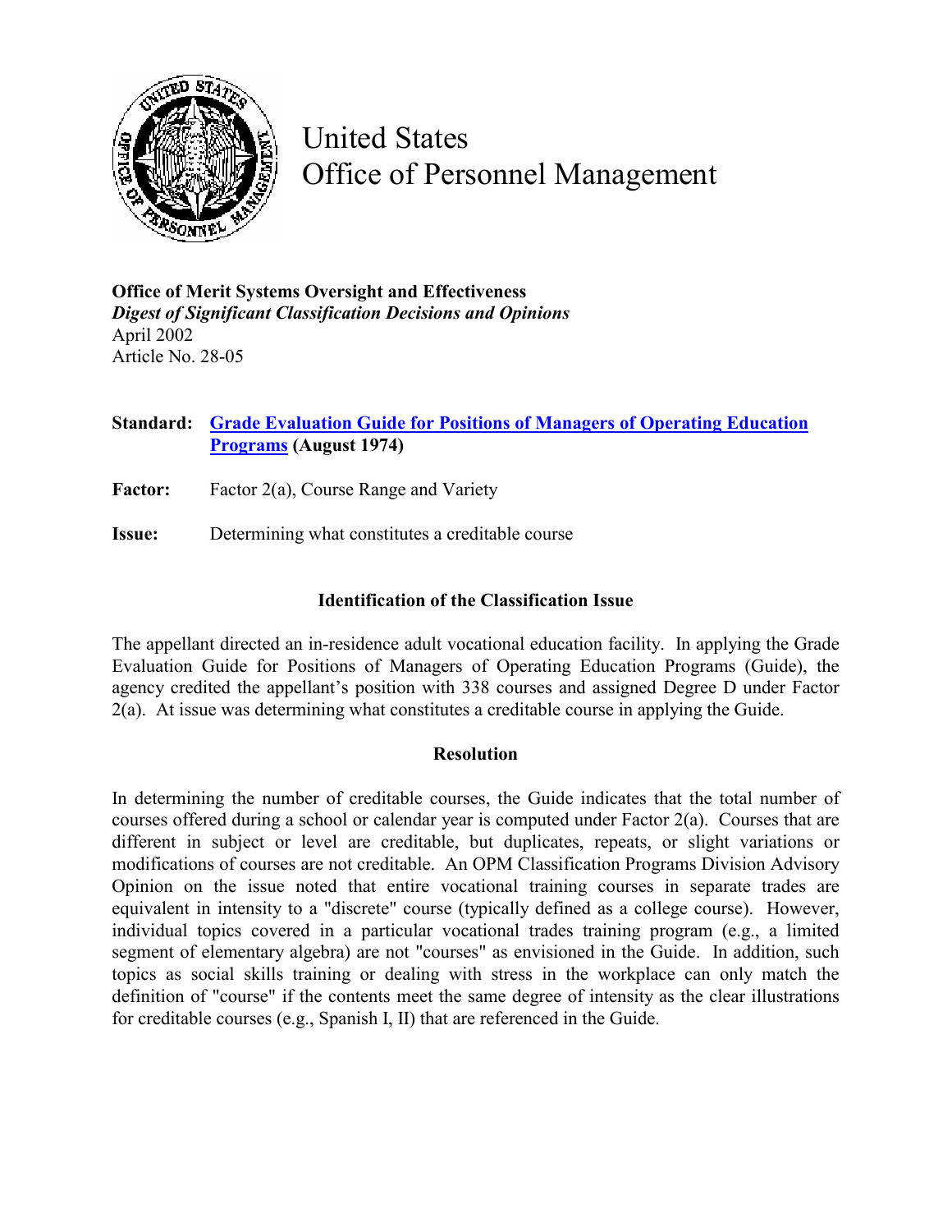# United States Office of Personnel Management

**Office of Merit Systems Oversight and Effectiveness**
***Digest of Significant Classification Decisions and Opinions***
April 2002
Article No. 28-05

**Standard:** **Grade Evaluation Guide for Positions of Managers of Operating Education Programs (August 1974)**

**Factor:** Factor 2(a), Course Range and Variety

**Issue:** Determining what constitutes a creditable course

## Identification of the Classification Issue

The appellant directed an in-residence adult vocational education facility. In applying the Grade Evaluation Guide for Positions of Managers of Operating Education Programs (Guide), the agency credited the appellant's position with 338 courses and assigned Degree D under Factor 2(a). At issue was determining what constitutes a creditable course in applying the Guide.

## Resolution

In determining the number of creditable courses, the Guide indicates that the total number of courses offered during a school or calendar year is computed under Factor 2(a). Courses that are different in subject or level are creditable, but duplicates, repeats, or slight variations or modifications of courses are not creditable. An OPM Classification Programs Division Advisory Opinion on the issue noted that entire vocational training courses in separate trades are equivalent in intensity to a "discrete" course (typically defined as a college course). However, individual topics covered in a particular vocational trades training program (e.g., a limited segment of elementary algebra) are not "courses" as envisioned in the Guide. In addition, such topics as social skills training or dealing with stress in the workplace can only match the definition of "course" if the contents meet the same degree of intensity as the clear illustrations for creditable courses (e.g., Spanish I, II) that are referenced in the Guide.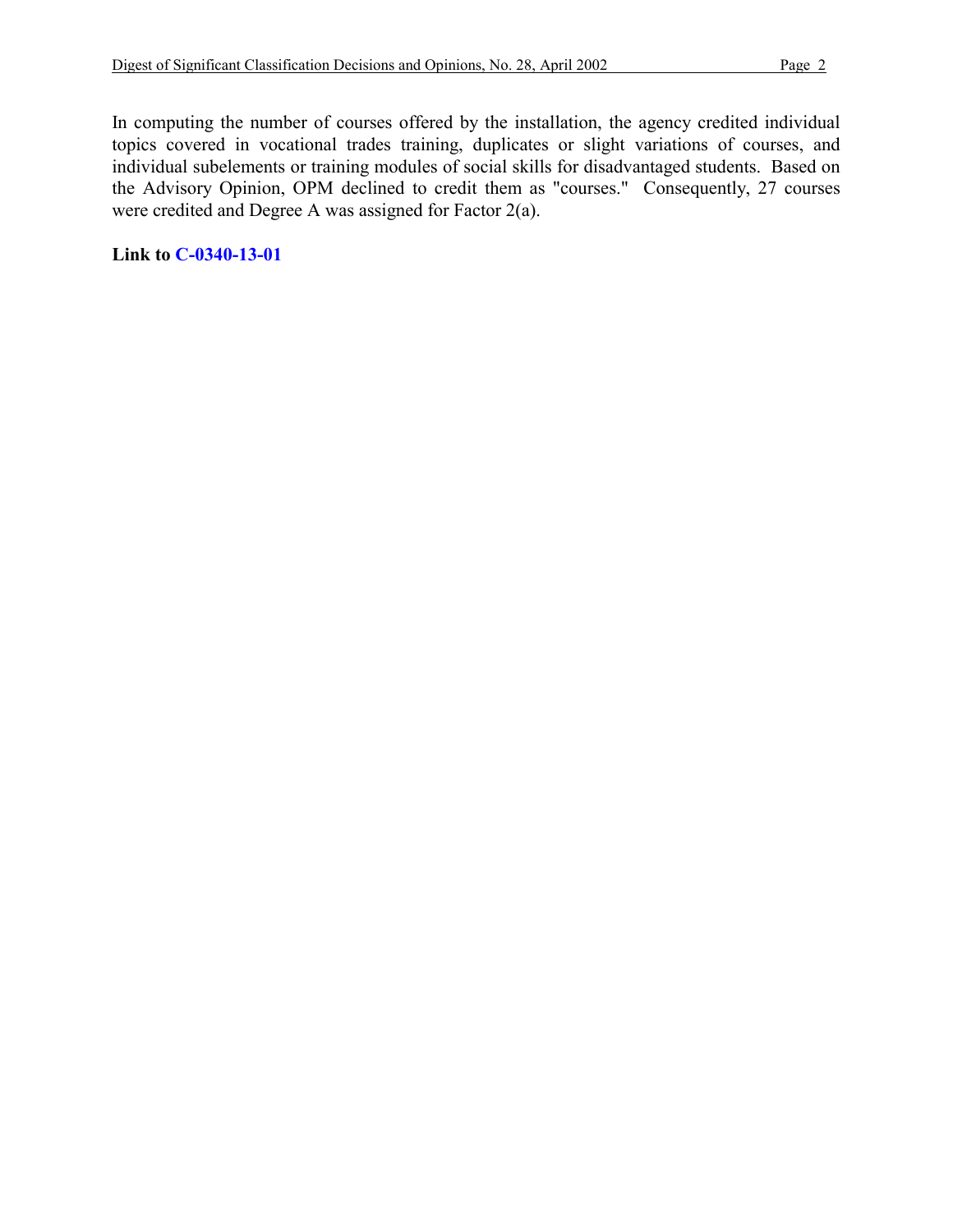In computing the number of courses offered by the installation, the agency credited individual topics covered in vocational trades training, duplicates or slight variations of courses, and individual subelements or training modules of social skills for disadvantaged students. Based on the Advisory Opinion, OPM declined to credit them as "courses." Consequently, 27 courses were credited and Degree A was assigned for Factor 2(a).

**Link to C-0340-13-01**